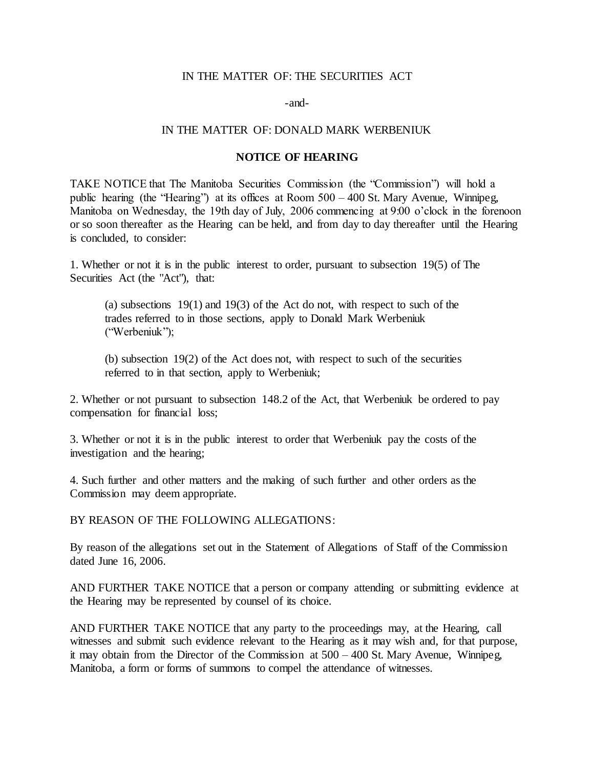IN THE MATTER OF: THE SECURITIES ACT

-and-

IN THE MATTER OF: DONALD MARK WERBENIUK

**NOTICE OF HEARING**

TAKE NOTICE that The Manitoba Securities Commission (the “Commission”) will hold a public hearing (the “Hearing”) at its offices at Room 500 – 400 St. Mary Avenue, Winnipeg, Manitoba on Wednesday, the 19th day of July, 2006 commencing at 9:00 o’clock in the forenoon or so soon thereafter as the Hearing can be held, and from day to day thereafter until the Hearing is concluded, to consider:

1. Whether or not it is in the public interest to order, pursuant to subsection 19(5) of The Securities Act (the "Act"), that:

   (a) subsections 19(1) and 19(3) of the Act do not, with respect to such of the trades referred to in those sections, apply to Donald Mark Werbeniuk (“Werbeniuk”);

   (b) subsection 19(2) of the Act does not, with respect to such of the securities referred to in that section, apply to Werbeniuk;

2. Whether or not pursuant to subsection 148.2 of the Act, that Werbeniuk be ordered to pay compensation for financial loss;

3. Whether or not it is in the public interest to order that Werbeniuk pay the costs of the investigation and the hearing;

4. Such further and other matters and the making of such further and other orders as the Commission may deem appropriate.

BY REASON OF THE FOLLOWING ALLEGATIONS:

By reason of the allegations set out in the Statement of Allegations of Staff of the Commission dated June 16, 2006.

AND FURTHER TAKE NOTICE that a person or company attending or submitting evidence at the Hearing may be represented by counsel of its choice.

AND FURTHER TAKE NOTICE that any party to the proceedings may, at the Hearing, call witnesses and submit such evidence relevant to the Hearing as it may wish and, for that purpose, it may obtain from the Director of the Commission at 500 – 400 St. Mary Avenue, Winnipeg, Manitoba, a form or forms of summons to compel the attendance of witnesses.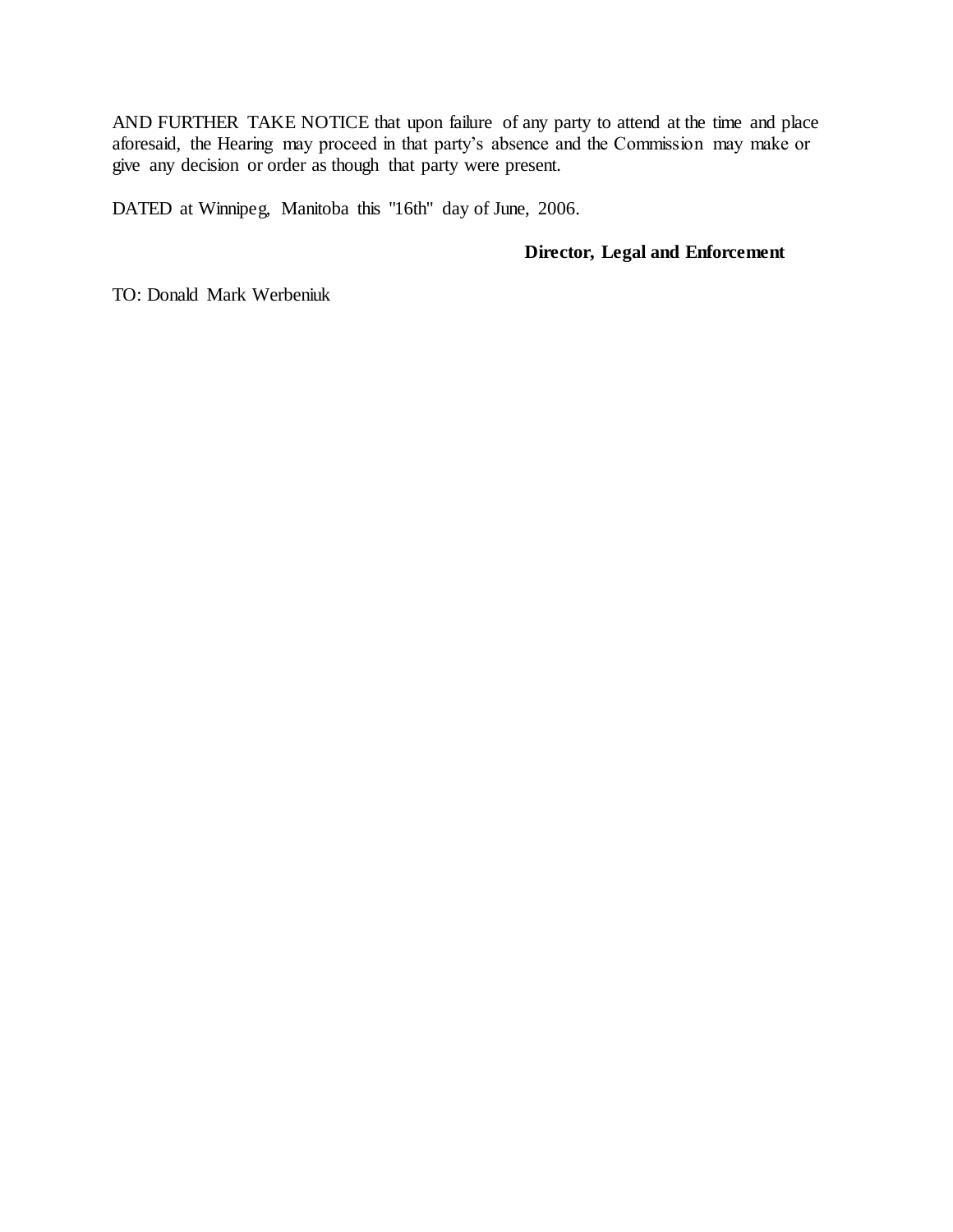AND FURTHER TAKE NOTICE that upon failure of any party to attend at the time and place aforesaid, the Hearing may proceed in that party's absence and the Commission may make or give any decision or order as though that party were present.

DATED at Winnipeg, Manitoba this "16th" day of June, 2006.

**Director, Legal and Enforcement**

TO: Donald Mark Werbeniuk